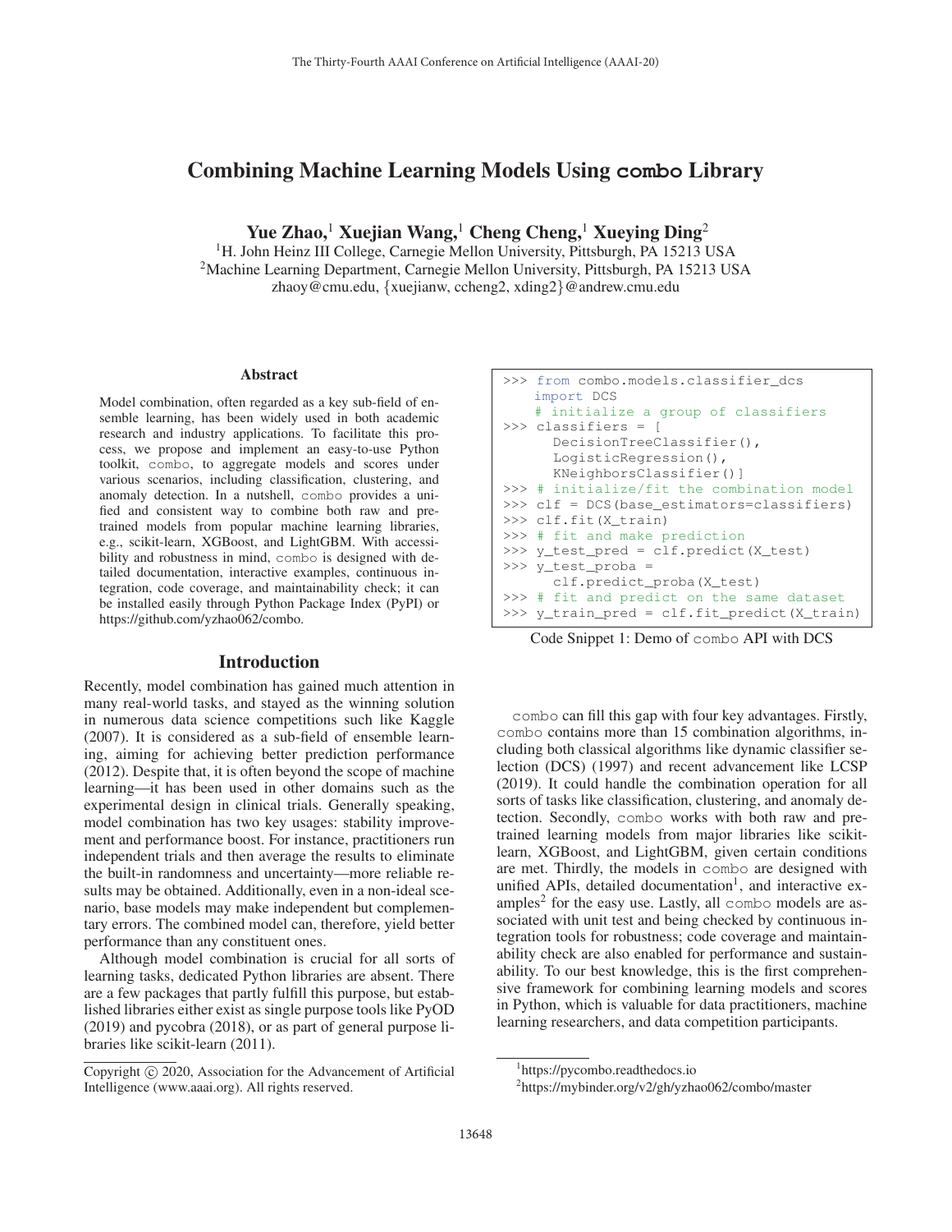# Combining Machine Learning Models Using combo Library

**Yue Zhao,[1] Xuejian Wang,[1] Cheng Cheng,[1] Xueying Ding[2]**

[1]H. John Heinz III College, Carnegie Mellon University, Pittsburgh, PA 15213 USA
[2]Machine Learning Department, Carnegie Mellon University, Pittsburgh, PA 15213 USA
zhaoy@cmu.edu, {xuejianw, ccheng2, xding2}@andrew.cmu.edu

## Abstract

Model combination, often regarded as a key sub-field of ensemble learning, has been widely used in both academic research and industry applications. To facilitate this process, we propose and implement an easy-to-use Python toolkit, combo, to aggregate models and scores under various scenarios, including classification, clustering, and anomaly detection. In a nutshell, combo provides a unified and consistent way to combine both raw and pretrained models from popular machine learning libraries, e.g., scikit-learn, XGBoost, and LightGBM. With accessibility and robustness in mind, combo is designed with detailed documentation, interactive examples, continuous integration, code coverage, and maintainability check; it can be installed easily through Python Package Index (PyPI) or https://github.com/yzhao062/combo.

## Introduction

Recently, model combination has gained much attention in many real-world tasks, and stayed as the winning solution in numerous data science competitions such like Kaggle (2007). It is considered as a sub-field of ensemble learning, aiming for achieving better prediction performance (2012). Despite that, it is often beyond the scope of machine learning—it has been used in other domains such as the experimental design in clinical trials. Generally speaking, model combination has two key usages: stability improvement and performance boost. For instance, practitioners run independent trials and then average the results to eliminate the built-in randomness and uncertainty—more reliable results may be obtained. Additionally, even in a non-ideal scenario, base models may make independent but complementary errors. The combined model can, therefore, yield better performance than any constituent ones.

Although model combination is crucial for all sorts of learning tasks, dedicated Python libraries are absent. There are a few packages that partly fulfill this purpose, but established libraries either exist as single purpose tools like PyOD (2019) and pycobra (2018), or as part of general purpose libraries like scikit-learn (2011).

```
>>> from combo.models.classifier_dcs
    import DCS
    # initialize a group of classifiers
>>> classifiers = [
      DecisionTreeClassifier(),
      LogisticRegression(),
      KNeighborsClassifier()]
>>> # initialize/fit the combination model
>>> clf = DCS(base_estimators=classifiers)
>>> clf.fit(X_train)
>>> # fit and make prediction
>>> y_test_pred = clf.predict(X_test)
>>> y_test_proba =
      clf.predict_proba(X_test)
>>> # fit and predict on the same dataset
>>> y_train_pred = clf.fit_predict(X_train)
```

Code Snippet 1: Demo of combo API with DCS

combo can fill this gap with four key advantages. Firstly, combo contains more than 15 combination algorithms, including both classical algorithms like dynamic classifier selection (DCS) (1997) and recent advancement like LCSP (2019). It could handle the combination operation for all sorts of tasks like classification, clustering, and anomaly detection. Secondly, combo works with both raw and pretrained learning models from major libraries like scikit-learn, XGBoost, and LightGBM, given certain conditions are met. Thirdly, the models in combo are designed with unified APIs, detailed documentation[1], and interactive examples[2] for the easy use. Lastly, all combo models are associated with unit test and being checked by continuous integration tools for robustness; code coverage and maintainability check are also enabled for performance and sustainability. To our best knowledge, this is the first comprehensive framework for combining learning models and scores in Python, which is valuable for data practitioners, machine learning researchers, and data competition participants.

Copyright © 2020, Association for the Advancement of Artificial Intelligence (www.aaai.org). All rights reserved.

[1]https://pycombo.readthedocs.io

[2]https://mybinder.org/v2/gh/yzhao062/combo/master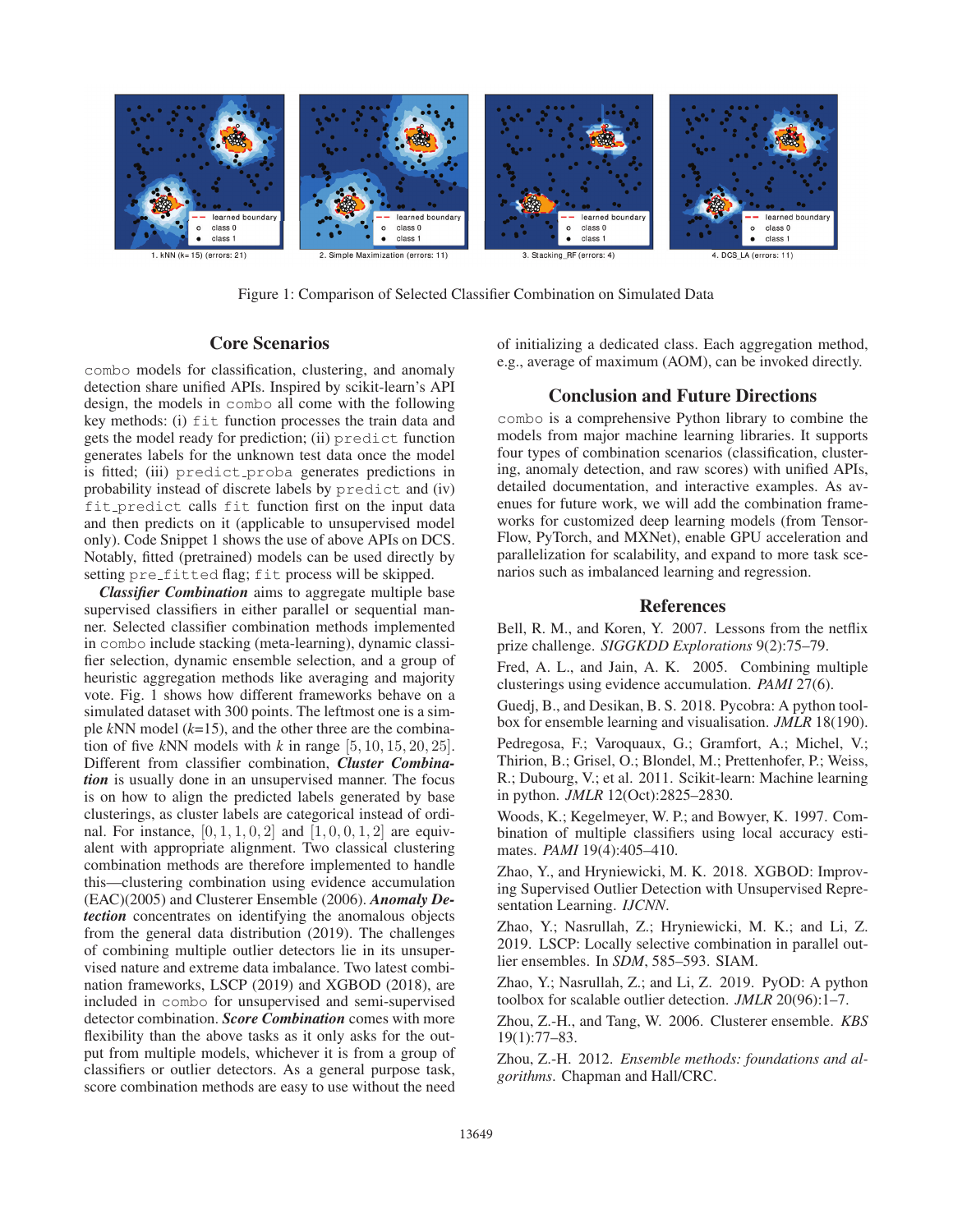learned boundary
class 0
class 1
1. kNN (k=15) (errors: 21)

learned boundary
class 0
class 1
2. Simple Maximization (errors: 11)

learned boundary
class 0
class 1
3. Stacking_RF (errors: 4)

learned boundary
class 0
class 1
4. DCS_LA (errors: 11)

Figure 1: Comparison of Selected Classifier Combination on Simulated Data

## Core Scenarios

`combo` models for classification, clustering, and anomaly detection share unified APIs. Inspired by scikit-learn's API design, the models in `combo` all come with the following key methods: (i) `fit` function processes the train data and gets the model ready for prediction; (ii) `predict` function generates labels for the unknown test data once the model is fitted; (iii) `predict_proba` generates predictions in probability instead of discrete labels by `predict` and (iv) `fit_predict` calls `fit` function first on the input data and then predicts on it (applicable to unsupervised model only). Code Snippet 1 shows the use of above APIs on DCS. Notably, fitted (pretrained) models can be used directly by setting `pre_fitted` flag; `fit` process will be skipped.

***Classifier Combination*** aims to aggregate multiple base supervised classifiers in either parallel or sequential manner. Selected classifier combination methods implemented in `combo` include stacking (meta-learning), dynamic classifier selection, dynamic ensemble selection, and a group of heuristic aggregation methods like averaging and majority vote. Fig. 1 shows how different frameworks behave on a simulated dataset with 300 points. The leftmost one is a simple $k$NN model ($k$=15), and the other three are the combination of five $k$NN models with $k$ in range $[5, 10, 15, 20, 25]$. Different from classifier combination, ***Cluster Combination*** is usually done in an unsupervised manner. The focus is on how to align the predicted labels generated by base clusterings, as cluster labels are categorical instead of ordinal. For instance, $[0, 1, 1, 0, 2]$ and $[1, 0, 0, 1, 2]$ are equivalent with appropriate alignment. Two classical clustering combination methods are therefore implemented to handle this—clustering combination using evidence accumulation (EAC)(2005) and Clusterer Ensemble (2006). ***Anomaly Detection*** concentrates on identifying the anomalous objects from the general data distribution (2019). The challenges of combining multiple outlier detectors lie in its unsupervised nature and extreme data imbalance. Two latest combination frameworks, LSCP (2019) and XGBOD (2018), are included in `combo` for unsupervised and semi-supervised detector combination. ***Score Combination*** comes with more flexibility than the above tasks as it only asks for the output from multiple models, whichever it is from a group of classifiers or outlier detectors. As a general purpose task, score combination methods are easy to use without the need of initializing a dedicated class. Each aggregation method, e.g., average of maximum (AOM), can be invoked directly.

## Conclusion and Future Directions

`combo` is a comprehensive Python library to combine the models from major machine learning libraries. It supports four types of combination scenarios (classification, clustering, anomaly detection, and raw scores) with unified APIs, detailed documentation, and interactive examples. As avenues for future work, we will add the combination frameworks for customized deep learning models (from TensorFlow, PyTorch, and MXNet), enable GPU acceleration and parallelization for scalability, and expand to more task scenarios such as imbalanced learning and regression.

## References

Bell, R. M., and Koren, Y. 2007. Lessons from the netflix prize challenge. *SIGGKDD Explorations* 9(2):75–79.

Fred, A. L., and Jain, A. K. 2005. Combining multiple clusterings using evidence accumulation. *PAMI* 27(6).

Guedj, B., and Desikan, B. S. 2018. Pycobra: A python toolbox for ensemble learning and visualisation. *JMLR* 18(190).

Pedregosa, F.; Varoquaux, G.; Gramfort, A.; Michel, V.; Thirion, B.; Grisel, O.; Blondel, M.; Prettenhofer, P.; Weiss, R.; Dubourg, V.; et al. 2011. Scikit-learn: Machine learning in python. *JMLR* 12(Oct):2825–2830.

Woods, K.; Kegelmeyer, W. P.; and Bowyer, K. 1997. Combination of multiple classifiers using local accuracy estimates. *PAMI* 19(4):405–410.

Zhao, Y., and Hryniewicki, M. K. 2018. XGBOD: Improving Supervised Outlier Detection with Unsupervised Representation Learning. *IJCNN*.

Zhao, Y.; Nasrullah, Z.; Hryniewicki, M. K.; and Li, Z. 2019. LSCP: Locally selective combination in parallel outlier ensembles. In *SDM*, 585–593. SIAM.

Zhao, Y.; Nasrullah, Z.; and Li, Z. 2019. PyOD: A python toolbox for scalable outlier detection. *JMLR* 20(96):1–7.

Zhou, Z.-H., and Tang, W. 2006. Clusterer ensemble. *KBS* 19(1):77–83.

Zhou, Z.-H. 2012. *Ensemble methods: foundations and algorithms*. Chapman and Hall/CRC.